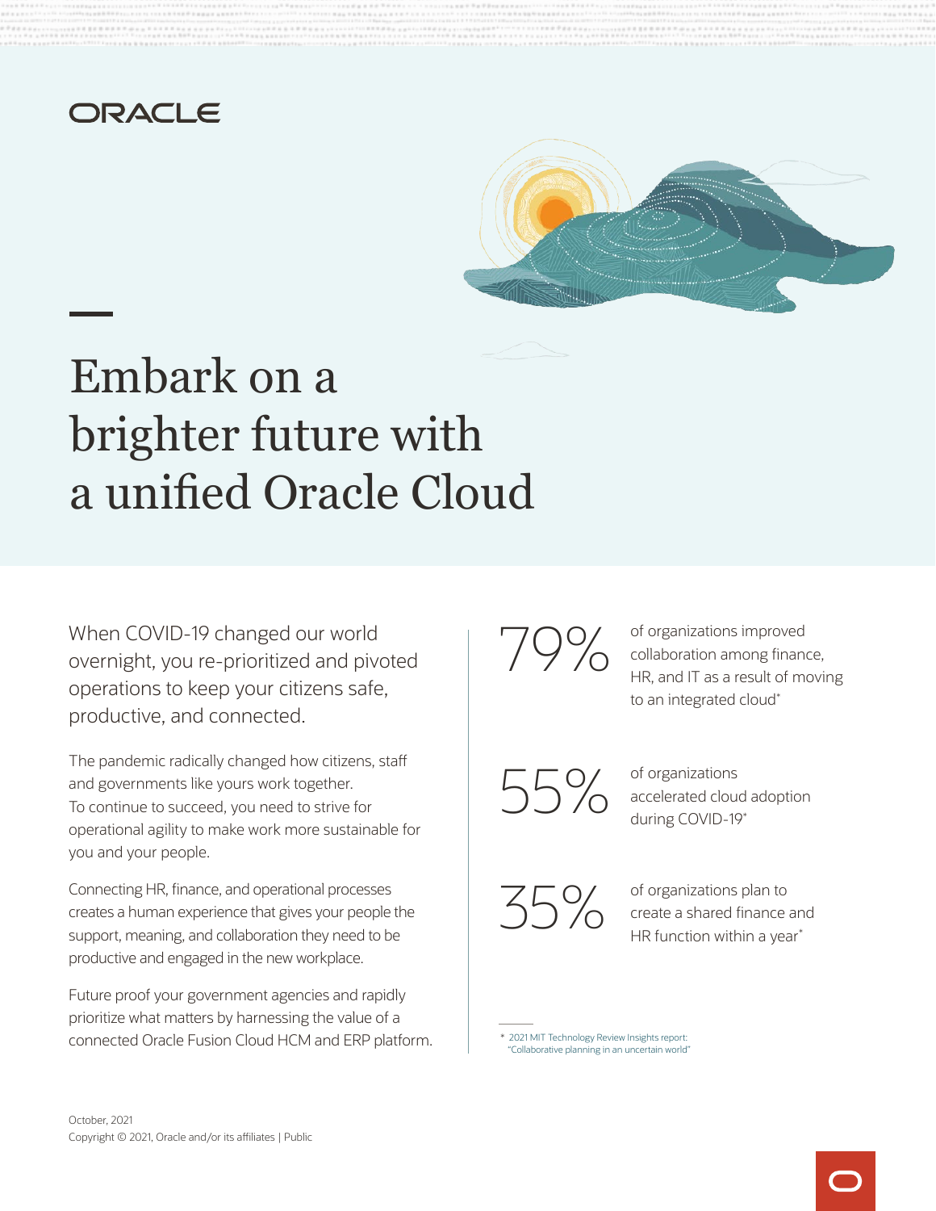ORACLE

# Embark on a brighter future with a unified Oracle Cloud

When COVID-19 changed our world overnight, you re-prioritized and pivoted operations to keep your citizens safe, productive, and connected.

The pandemic radically changed how citizens, staff and governments like yours work together. To continue to succeed, you need to strive for operational agility to make work more sustainable for you and your people.

Connecting HR, finance, and operational processes creates a human experience that gives your people the support, meaning, and collaboration they need to be productive and engaged in the new workplace.

Future proof your government agencies and rapidly prioritize what matters by harnessing the value of a connected Oracle Fusion Cloud HCM and ERP platform.

**79%** of organizations improved collaboration among finance, HR, and IT as a result of moving to an integrated cloud*

**55%** of organizations accelerated cloud adoption during COVID-19*

**35%** of organizations plan to create a shared finance and HR function within a year*

\* 2021 MIT Technology Review Insights report: "Collaborative planning in an uncertain world"

October, 2021
Copyright © 2021, Oracle and/or its affiliates | Public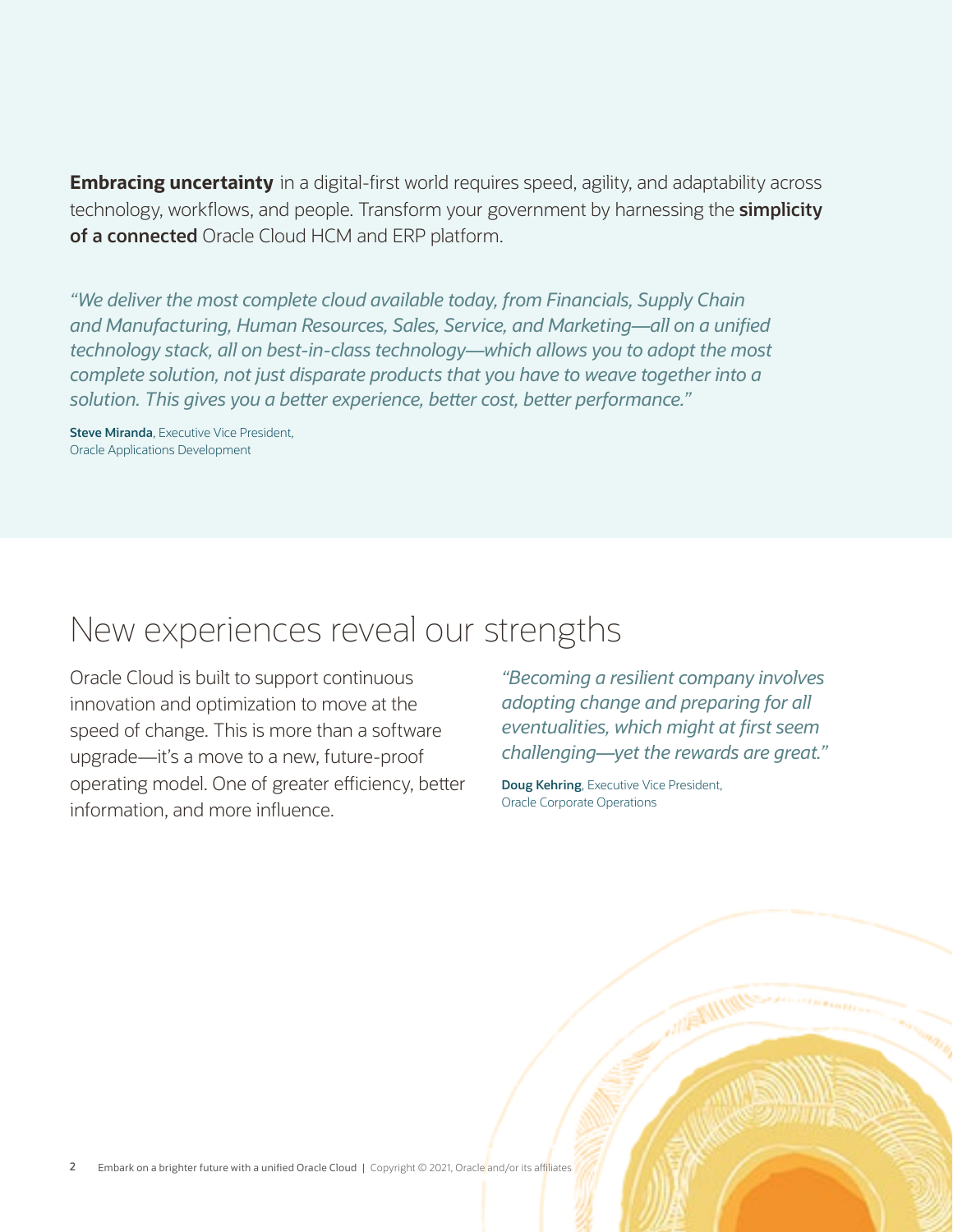**Embracing uncertainty** in a digital-first world requires speed, agility, and adaptability across technology, workflows, and people. Transform your government by harnessing the **simplicity of a connected** Oracle Cloud HCM and ERP platform.

*"We deliver the most complete cloud available today, from Financials, Supply Chain and Manufacturing, Human Resources, Sales, Service, and Marketing—all on a unified technology stack, all on best-in-class technology—which allows you to adopt the most complete solution, not just disparate products that you have to weave together into a solution. This gives you a better experience, better cost, better performance."*

**Steve Miranda**, Executive Vice President,
Oracle Applications Development

## New experiences reveal our strengths

Oracle Cloud is built to support continuous innovation and optimization to move at the speed of change. This is more than a software upgrade—it's a move to a new, future-proof operating model. One of greater efficiency, better information, and more influence.

*"Becoming a resilient company involves adopting change and preparing for all eventualities, which might at first seem challenging—yet the rewards are great."*

**Doug Kehring**, Executive Vice President,
Oracle Corporate Operations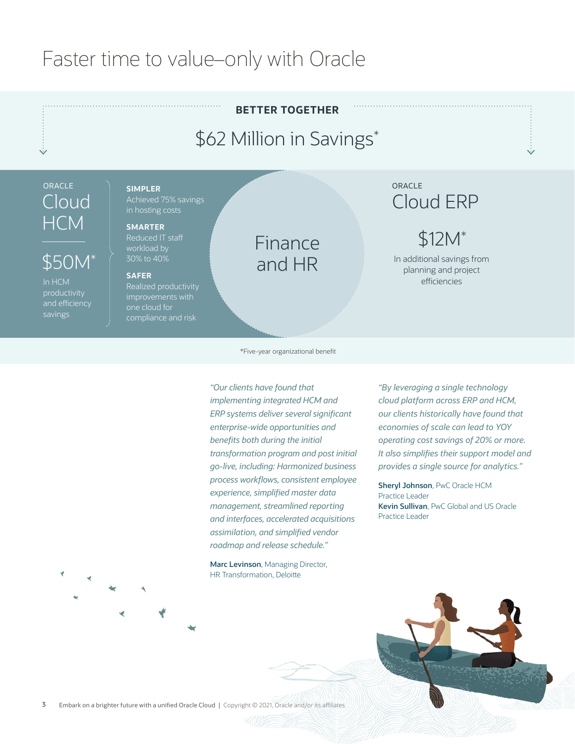# Faster time to value–only with Oracle

**BETTER TOGETHER**

## $62 Million in Savings*

ORACLE
### Cloud HCM

**$50M***

In HCM productivity and efficiency savings

**SIMPLER**
Achieved 75% savings in hosting costs

**SMARTER**
Reduced IT staff workload by 30% to 40%

**SAFER**
Realized productivity improvements with one cloud for compliance and risk

### Finance and HR

ORACLE
### Cloud ERP

**$12M***

In additional savings from planning and project efficiencies

*Five-year organizational benefit

*"Our clients have found that implementing integrated HCM and ERP systems deliver several significant enterprise-wide opportunities and benefits both during the initial transformation program and post initial go-live, including: Harmonized business process workflows, consistent employee experience, simplified master data management, streamlined reporting and interfaces, accelerated acquisitions assimilation, and simplified vendor roadmap and release schedule."*

**Marc Levinson**, Managing Director, HR Transformation, Deloitte

*"By leveraging a single technology cloud platform across ERP and HCM, our clients historically have found that economies of scale can lead to YOY operating cost savings of 20% or more. It also simplifies their support model and provides a single source for analytics."*

**Sheryl Johnson**, PwC Oracle HCM Practice Leader
**Kevin Sullivan**, PwC Global and US Oracle Practice Leader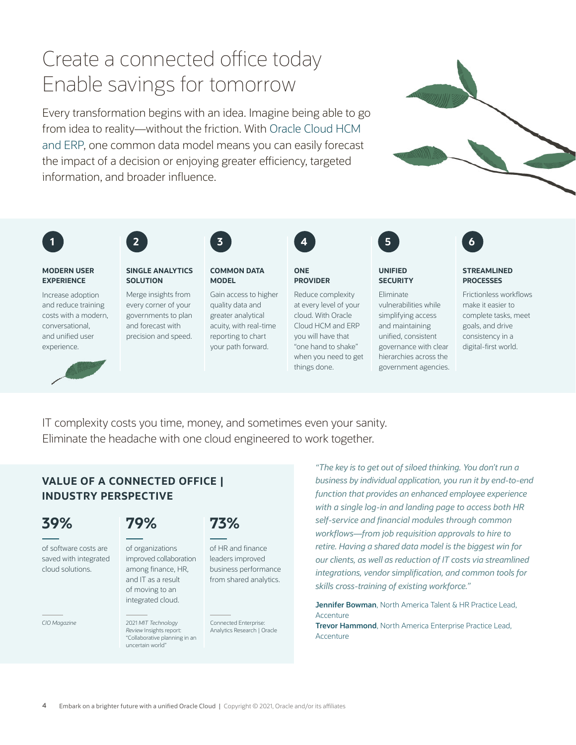# Create a connected office today Enable savings for tomorrow

Every transformation begins with an idea. Imagine being able to go from idea to reality—without the friction. With Oracle Cloud HCM and ERP, one common data model means you can easily forecast the impact of a decision or enjoying greater efficiency, targeted information, and broader influence.

**1**

**MODERN USER EXPERIENCE**

Increase adoption and reduce training costs with a modern, conversational, and unified user experience.

**2**

**SINGLE ANALYTICS SOLUTION**

Merge insights from every corner of your governments to plan and forecast with precision and speed.

**3**

**COMMON DATA MODEL**

Gain access to higher quality data and greater analytical acuity, with real-time reporting to chart your path forward.

**4**

**ONE PROVIDER**

Reduce complexity at every level of your cloud. With Oracle Cloud HCM and ERP you will have that "one hand to shake" when you need to get things done.

**5**

**UNIFIED SECURITY**

Eliminate vulnerabilities while simplifying access and maintaining unified, consistent governance with clear hierarchies across the government agencies.

**6**

**STREAMLINED PROCESSES**

Frictionless workflows make it easier to complete tasks, meet goals, and drive consistency in a digital-first world.

IT complexity costs you time, money, and sometimes even your sanity. Eliminate the headache with one cloud engineered to work together.

## VALUE OF A CONNECTED OFFICE | INDUSTRY PERSPECTIVE

**39%**

of software costs are saved with integrated cloud solutions.

*CIO Magazine*

**79%**

of organizations improved collaboration among finance, HR, and IT as a result of moving to an integrated cloud.

2021 *MIT Technology Review* Insights report: "Collaborative planning in an uncertain world"

**73%**

of HR and finance leaders improved business performance from shared analytics.

Connected Enterprise: Analytics Research | Oracle

*"The key is to get out of siloed thinking. You don't run a business by individual application, you run it by end-to-end function that provides an enhanced employee experience with a single log-in and landing page to access both HR self-service and financial modules through common workflows—from job requisition approvals to hire to retire. Having a shared data model is the biggest win for our clients, as well as reduction of IT costs via streamlined integrations, vendor simplification, and common tools for skills cross-training of existing workforce."*

**Jennifer Bowman**, North America Talent & HR Practice Lead, Accenture
**Trevor Hammond**, North America Enterprise Practice Lead, Accenture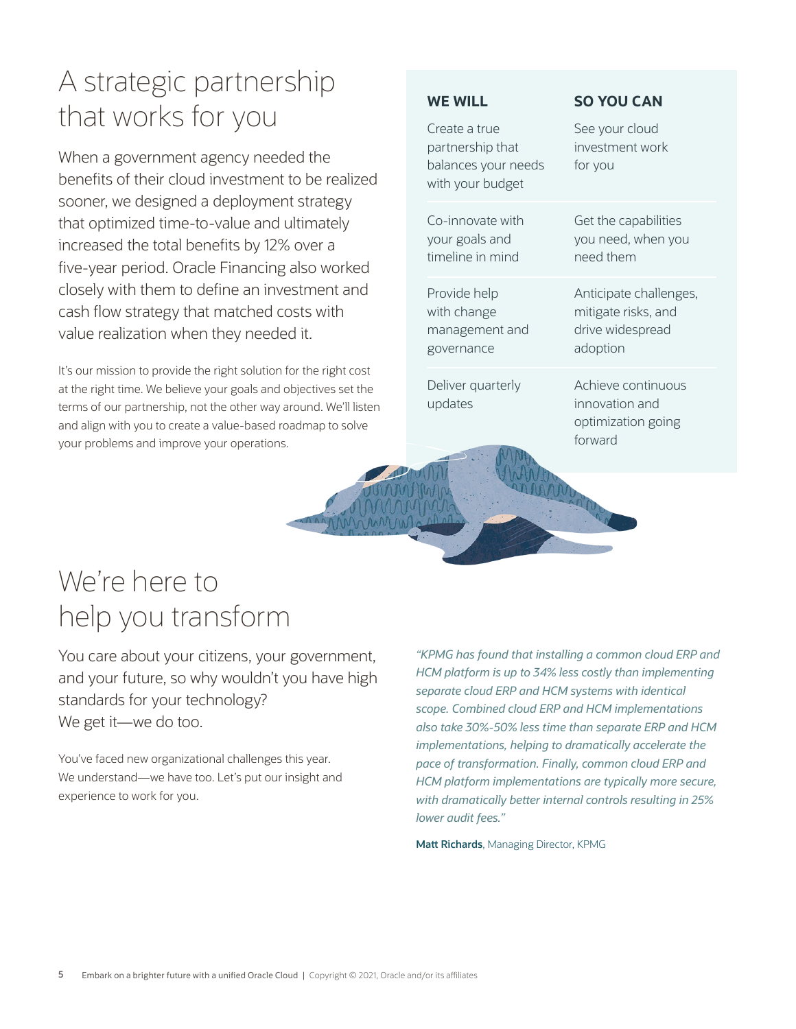# A strategic partnership that works for you

When a government agency needed the benefits of their cloud investment to be realized sooner, we designed a deployment strategy that optimized time-to-value and ultimately increased the total benefits by 12% over a five-year period. Oracle Financing also worked closely with them to define an investment and cash flow strategy that matched costs with value realization when they needed it.

It's our mission to provide the right solution for the right cost at the right time. We believe your goals and objectives set the terms of our partnership, not the other way around. We'll listen and align with you to create a value-based roadmap to solve your problems and improve your operations.

| WE WILL | SO YOU CAN |
|---|---|
| Create a true partnership that balances your needs with your budget | See your cloud investment work for you |
| Co-innovate with your goals and timeline in mind | Get the capabilities you need, when you need them |
| Provide help with change management and governance | Anticipate challenges, mitigate risks, and drive widespread adoption |
| Deliver quarterly updates | Achieve continuous innovation and optimization going forward |

# We're here to help you transform

You care about your citizens, your government, and your future, so why wouldn't you have high standards for your technology? We get it—we do too.

You've faced new organizational challenges this year. We understand—we have too. Let's put our insight and experience to work for you.

*"KPMG has found that installing a common cloud ERP and HCM platform is up to 34% less costly than implementing separate cloud ERP and HCM systems with identical scope. Combined cloud ERP and HCM implementations also take 30%-50% less time than separate ERP and HCM implementations, helping to dramatically accelerate the pace of transformation. Finally, common cloud ERP and HCM platform implementations are typically more secure, with dramatically better internal controls resulting in 25% lower audit fees."*

**Matt Richards**, Managing Director, KPMG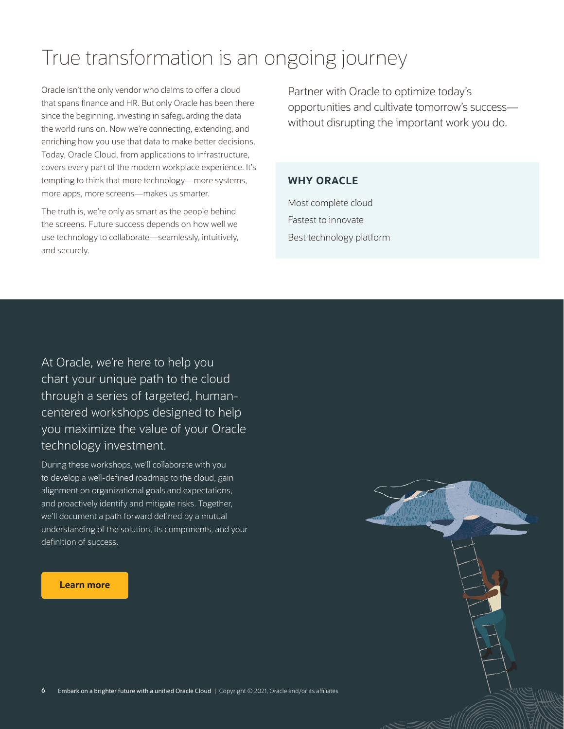# True transformation is an ongoing journey

Oracle isn't the only vendor who claims to offer a cloud that spans finance and HR. But only Oracle has been there since the beginning, investing in safeguarding the data the world runs on. Now we're connecting, extending, and enriching how you use that data to make better decisions. Today, Oracle Cloud, from applications to infrastructure, covers every part of the modern workplace experience. It's tempting to think that more technology—more systems, more apps, more screens—makes us smarter.

The truth is, we're only as smart as the people behind the screens. Future success depends on how well we use technology to collaborate—seamlessly, intuitively, and securely.

Partner with Oracle to optimize today's opportunities and cultivate tomorrow's success—without disrupting the important work you do.

**WHY ORACLE**

Most complete cloud

Fastest to innovate

Best technology platform

## At Oracle, we're here to help you chart your unique path to the cloud through a series of targeted, human-centered workshops designed to help you maximize the value of your Oracle technology investment.

During these workshops, we'll collaborate with you to develop a well-defined roadmap to the cloud, gain alignment on organizational goals and expectations, and proactively identify and mitigate risks. Together, we'll document a path forward defined by a mutual understanding of the solution, its components, and your definition of success.

**Learn more**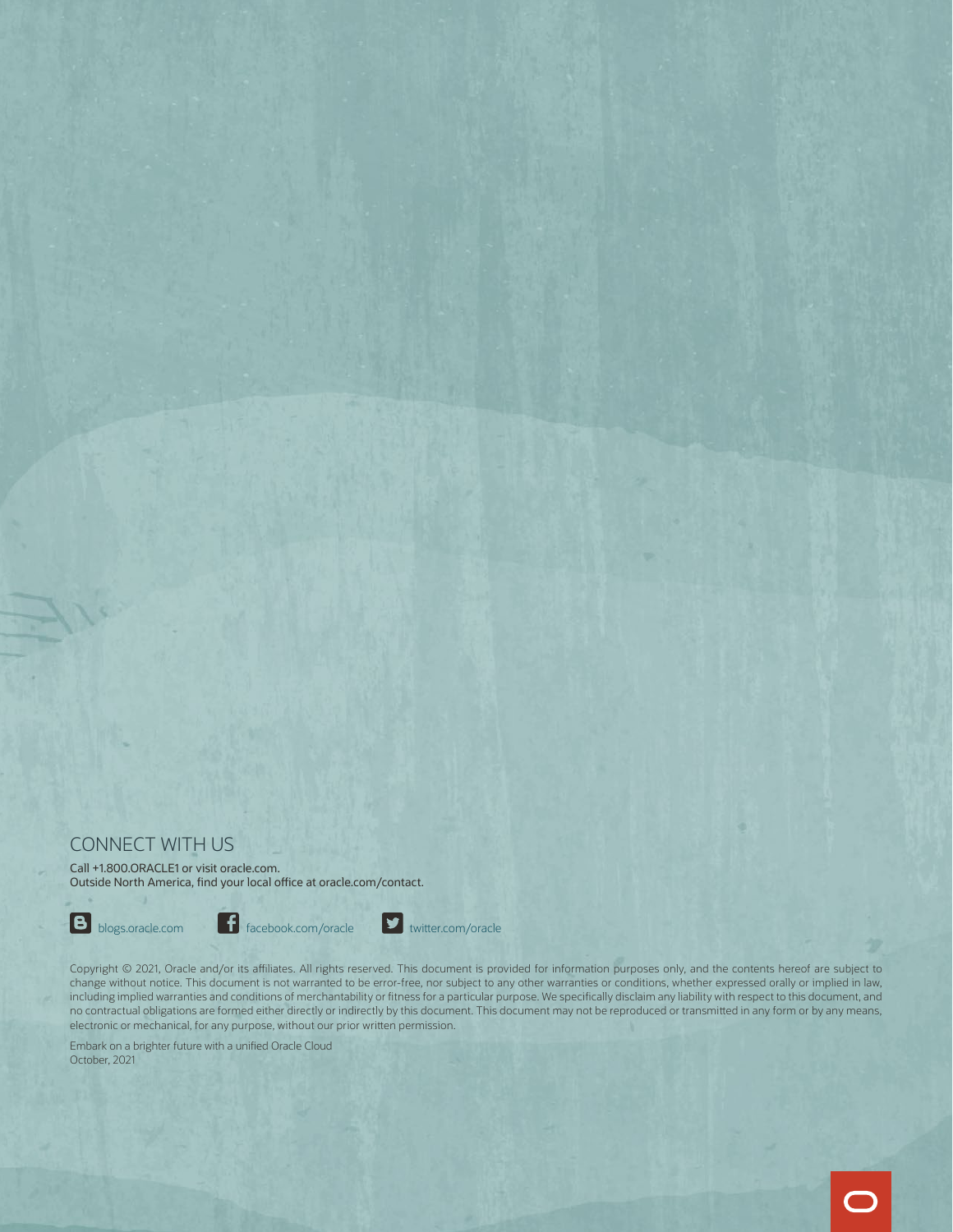## CONNECT WITH US

Call +1.800.ORACLE1 or visit oracle.com.
Outside North America, find your local office at oracle.com/contact.

blogs.oracle.com    facebook.com/oracle    twitter.com/oracle

Copyright © 2021, Oracle and/or its affiliates. All rights reserved. This document is provided for information purposes only, and the contents hereof are subject to change without notice. This document is not warranted to be error-free, nor subject to any other warranties or conditions, whether expressed orally or implied in law, including implied warranties and conditions of merchantability or fitness for a particular purpose. We specifically disclaim any liability with respect to this document, and no contractual obligations are formed either directly or indirectly by this document. This document may not be reproduced or transmitted in any form or by any means, electronic or mechanical, for any purpose, without our prior written permission.

Embark on a brighter future with a unified Oracle Cloud
October, 2021